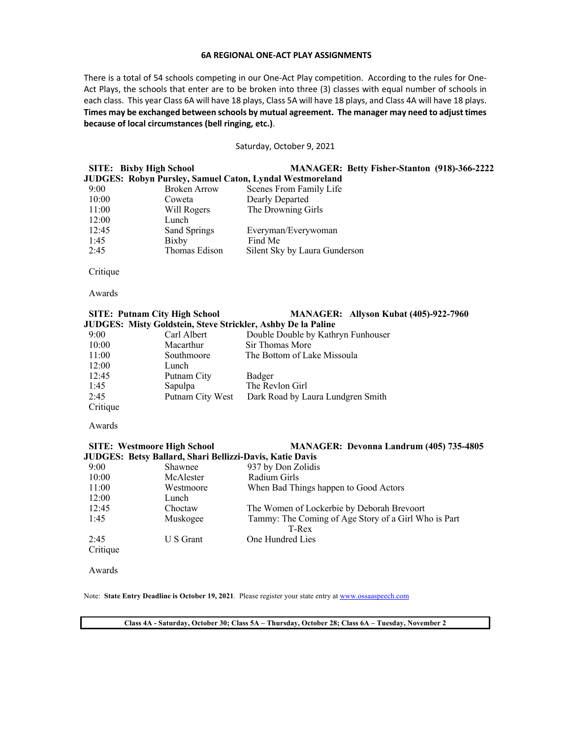# 6A REGIONAL ONE-ACT PLAY ASSIGNMENTS

There is a total of 54 schools competing in our One-Act Play competition. According to the rules for One-Act Plays, the schools that enter are to be broken into three (3) classes with equal number of schools in each class. This year Class 6A will have 18 plays, Class 5A will have 18 plays, and Class 4A will have 18 plays. **Times may be exchanged between schools by mutual agreement. The manager may need to adjust times because of local circumstances (bell ringing, etc.)**.

Saturday, October 9, 2021

**SITE: Bixby High School** **MANAGER: Betty Fisher-Stanton (918)-366-2222**

**JUDGES: Robyn Pursley, Samuel Caton, Lyndal Westmoreland**

| | | |
|---|---|---|
| 9:00 | Broken Arrow | Scenes From Family Life |
| 10:00 | Coweta | Dearly Departed |
| 11:00 | Will Rogers | The Drowning Girls |
| 12:00 | Lunch | |
| 12:45 | Sand Springs | Everyman/Everywoman |
| 1:45 | Bixby | Find Me |
| 2:45 | Thomas Edison | Silent Sky by Laura Gunderson |

Critique

Awards

**SITE: Putnam City High School** **MANAGER: Allyson Kubat (405)-922-7960**

**JUDGES: Misty Goldstein, Steve Strickler, Ashby De la Paline**

| | | |
|---|---|---|
| 9:00 | Carl Albert | Double Double by Kathryn Funhouser |
| 10:00 | Macarthur | Sir Thomas More |
| 11:00 | Southmoore | The Bottom of Lake Missoula |
| 12:00 | Lunch | |
| 12:45 | Putnam City | Badger |
| 1:45 | Sapulpa | The Revlon Girl |
| 2:45 | Putnam City West | Dark Road by Laura Lundgren Smith |

Critique

Awards

**SITE: Westmoore High School** **MANAGER: Devonna Landrum (405) 735-4805**

**JUDGES: Betsy Ballard, Shari Bellizzi-Davis, Katie Davis**

| | | |
|---|---|---|
| 9:00 | Shawnee | 937 by Don Zolidis |
| 10:00 | McAlester | Radium Girls |
| 11:00 | Westmoore | When Bad Things happen to Good Actors |
| 12:00 | Lunch | |
| 12:45 | Choctaw | The Women of Lockerbie by Deborah Brevoort |
| 1:45 | Muskogee | Tammy: The Coming of Age Story of a Girl Who is Part T-Rex |
| 2:45 | U S Grant | One Hundred Lies |

Critique

Awards

Note: **State Entry Deadline is October 19, 2021**. Please register your state entry at www.ossaaspeech.com

**Class 4A - Saturday, October 30; Class 5A – Thursday, October 28; Class 6A – Tuesday, November 2**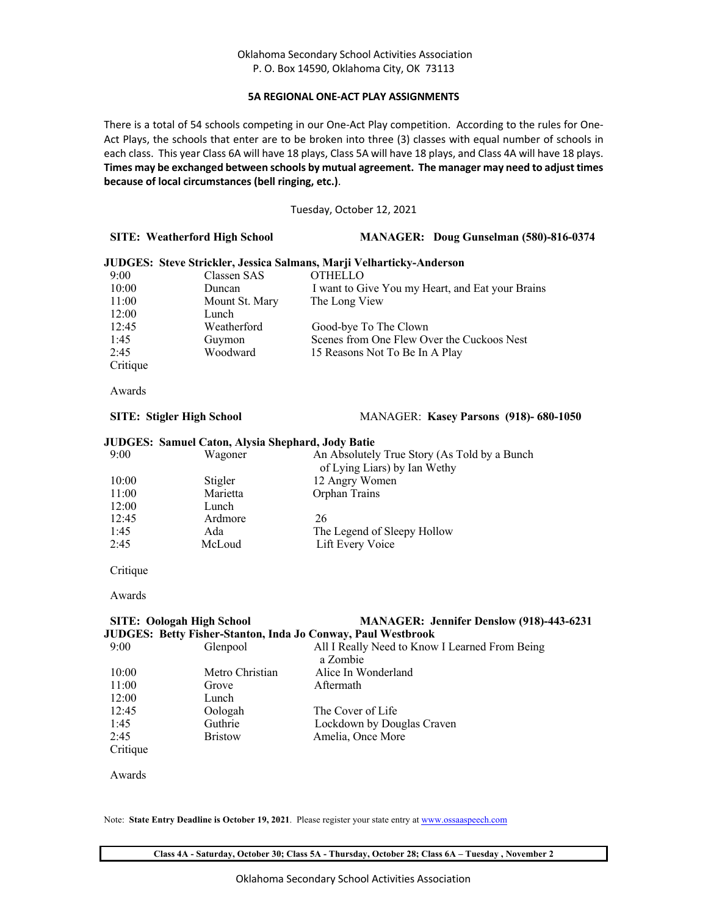Oklahoma Secondary School Activities Association
P. O. Box 14590, Oklahoma City, OK 73113

**5A REGIONAL ONE-ACT PLAY ASSIGNMENTS**

There is a total of 54 schools competing in our One-Act Play competition. According to the rules for One-Act Plays, the schools that enter are to be broken into three (3) classes with equal number of schools in each class. This year Class 6A will have 18 plays, Class 5A will have 18 plays, and Class 4A will have 18 plays. **Times may be exchanged between schools by mutual agreement. The manager may need to adjust times because of local circumstances (bell ringing, etc.)**.

Tuesday, October 12, 2021

**SITE: Weatherford High School** **MANAGER: Doug Gunselman (580)-816-0374**

**JUDGES: Steve Strickler, Jessica Salmans, Marji Velharticky-Anderson**

| Time | School | Play |
|---|---|---|
| 9:00 | Classen SAS | OTHELLO |
| 10:00 | Duncan | I want to Give You my Heart, and Eat your Brains |
| 11:00 | Mount St. Mary | The Long View |
| 12:00 | Lunch | |
| 12:45 | Weatherford | Good-bye To The Clown |
| 1:45 | Guymon | Scenes from One Flew Over the Cuckoos Nest |
| 2:45 | Woodward | 15 Reasons Not To Be In A Play |
| Critique | | |
| Awards | | |

**SITE: Stigler High School** MANAGER: **Kasey Parsons (918)- 680-1050**

**JUDGES: Samuel Caton, Alysia Shephard, Jody Batie**

| Time | School | Play |
|---|---|---|
| 9:00 | Wagoner | An Absolutely True Story (As Told by a Bunch of Lying Liars) by Ian Wethy |
| 10:00 | Stigler | 12 Angry Women |
| 11:00 | Marietta | Orphan Trains |
| 12:00 | Lunch | |
| 12:45 | Ardmore | 26 |
| 1:45 | Ada | The Legend of Sleepy Hollow |
| 2:45 | McLoud | Lift Every Voice |
| Critique | | |
| Awards | | |

**SITE: Oologah High School** **MANAGER: Jennifer Denslow (918)-443-6231**

**JUDGES: Betty Fisher-Stanton, Inda Jo Conway, Paul Westbrook**

| Time | School | Play |
|---|---|---|
| 9:00 | Glenpool | All I Really Need to Know I Learned From Being a Zombie |
| 10:00 | Metro Christian | Alice In Wonderland |
| 11:00 | Grove | Aftermath |
| 12:00 | Lunch | |
| 12:45 | Oologah | The Cover of Life |
| 1:45 | Guthrie | Lockdown by Douglas Craven |
| 2:45 | Bristow | Amelia, Once More |
| Critique | | |
| Awards | | |

Note: **State Entry Deadline is October 19, 2021**. Please register your state entry at www.ossaaspeech.com

**Class 4A - Saturday, October 30; Class 5A - Thursday, October 28; Class 6A – Tuesday , November 2**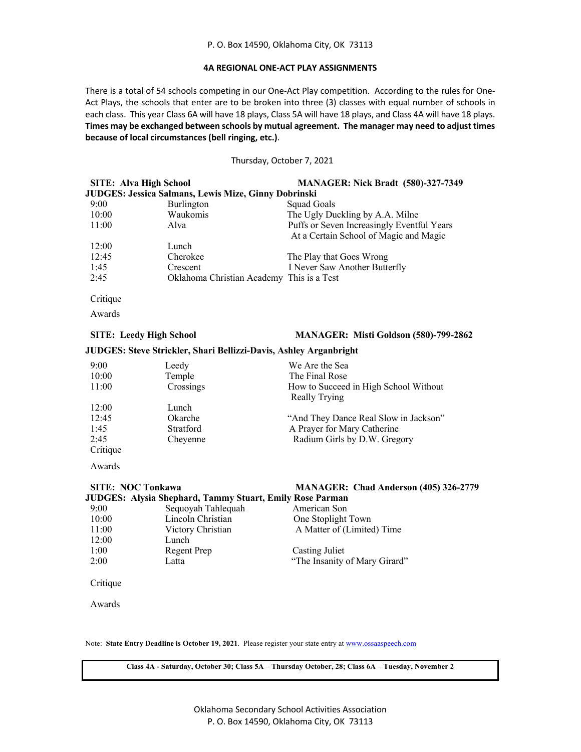P. O. Box 14590, Oklahoma City, OK 73113

## 4A REGIONAL ONE-ACT PLAY ASSIGNMENTS

There is a total of 54 schools competing in our One-Act Play competition. According to the rules for One-Act Plays, the schools that enter are to be broken into three (3) classes with equal number of schools in each class. This year Class 6A will have 18 plays, Class 5A will have 18 plays, and Class 4A will have 18 plays. **Times may be exchanged between schools by mutual agreement. The manager may need to adjust times because of local circumstances (bell ringing, etc.)**.

Thursday, October 7, 2021

**SITE: Alva High School** — **MANAGER: Nick Bradt (580)-327-7349**

**JUDGES: Jessica Salmans, Lewis Mize, Ginny Dobrinski**

| | | |
|---|---|---|
| 9:00 | Burlington | Squad Goals |
| 10:00 | Waukomis | The Ugly Duckling by A.A. Milne |
| 11:00 | Alva | Puffs or Seven Increasingly Eventful Years At a Certain School of Magic and Magic |
| 12:00 | Lunch | |
| 12:45 | Cherokee | The Play that Goes Wrong |
| 1:45 | Crescent | I Never Saw Another Butterfly |
| 2:45 | Oklahoma Christian Academy | This is a Test |

Critique

Awards

**SITE: Leedy High School** — **MANAGER: Misti Goldson (580)-799-2862**

**JUDGES: Steve Strickler, Shari Bellizzi-Davis, Ashley Arganbright**

| | | |
|---|---|---|
| 9:00 | Leedy | We Are the Sea |
| 10:00 | Temple | The Final Rose |
| 11:00 | Crossings | How to Succeed in High School Without Really Trying |
| 12:00 | Lunch | |
| 12:45 | Okarche | "And They Dance Real Slow in Jackson" |
| 1:45 | Stratford | A Prayer for Mary Catherine |
| 2:45 | Cheyenne | Radium Girls by D.W. Gregory |

Critique

Awards

**SITE: NOC Tonkawa** — **MANAGER: Chad Anderson (405) 326-2779**

**JUDGES: Alysia Shephard, Tammy Stuart, Emily Rose Parman**

| | | |
|---|---|---|
| 9:00 | Sequoyah Tahlequah | American Son |
| 10:00 | Lincoln Christian | One Stoplight Town |
| 11:00 | Victory Christian | A Matter of (Limited) Time |
| 12:00 | Lunch | |
| 1:00 | Regent Prep | Casting Juliet |
| 2:00 | Latta | "The Insanity of Mary Girard" |

Critique

Awards

Note: **State Entry Deadline is October 19, 2021**. Please register your state entry at www.ossaaspeech.com

**Class 4A - Saturday, October 30; Class 5A – Thursday October, 28; Class 6A – Tuesday, November 2**

Oklahoma Secondary School Activities Association
P. O. Box 14590, Oklahoma City, OK 73113